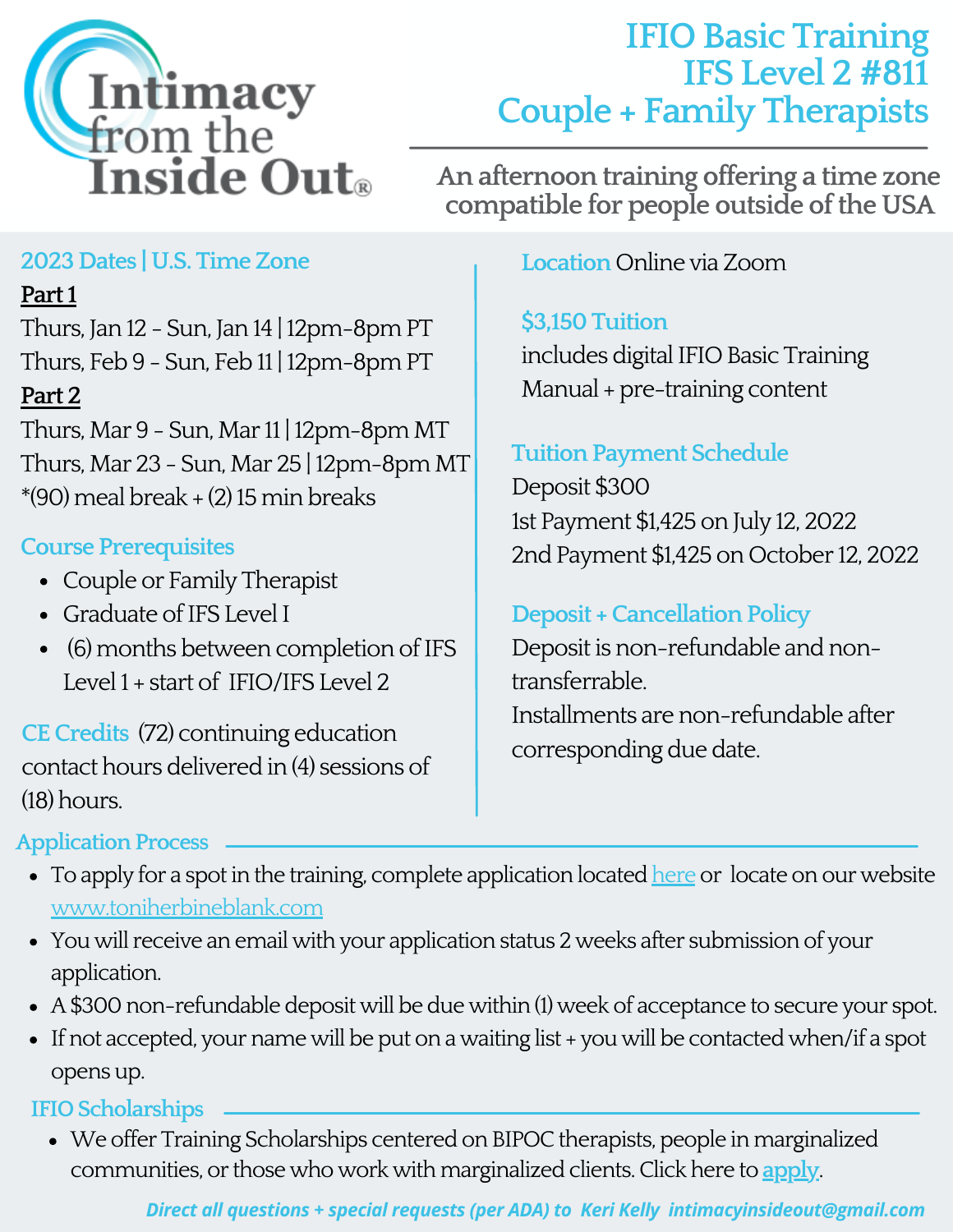# Intimacy from the Inside Out®

# IFIO Basic Training
# IFS Level 2 #811
# Couple + Family Therapists

An afternoon training offering a time zone compatible for people outside of the USA

## 2023 Dates | U.S. Time Zone

**Part 1**

Thurs, Jan 12 - Sun, Jan 14 | 12pm-8pm PT

Thurs, Feb 9 - Sun, Feb 11 | 12pm-8pm PT

**Part 2**

Thurs, Mar 9 - Sun, Mar 11 | 12pm-8pm MT

Thurs, Mar 23 - Sun, Mar 25 | 12pm-8pm MT

*(90) meal break + (2) 15 min breaks

## Course Prerequisites

- Couple or Family Therapist
- Graduate of IFS Level I
- (6) months between completion of IFS Level 1 + start of IFIO/IFS Level 2

**CE Credits** (72) continuing education contact hours delivered in (4) sessions of (18) hours.

**Location** Online via Zoom

## $3,150 Tuition

includes digital IFIO Basic Training Manual + pre-training content

## Tuition Payment Schedule

Deposit $300

1st Payment $1,425 on July 12, 2022

2nd Payment $1,425 on October 12, 2022

## Deposit + Cancellation Policy

Deposit is non-refundable and non-transferrable.

Installments are non-refundable after corresponding due date.

## Application Process

- To apply for a spot in the training, complete application located [here](#) or locate on our website www.toniherbineblank.com
- You will receive an email with your application status 2 weeks after submission of your application.
- A $300 non-refundable deposit will be due within (1) week of acceptance to secure your spot.
- If not accepted, your name will be put on a waiting list + you will be contacted when/if a spot opens up.

## IFIO Scholarships

- We offer Training Scholarships centered on BIPOC therapists, people in marginalized communities, or those who work with marginalized clients. Click here to [apply](#).

*Direct all questions + special requests (per ADA) to Keri Kelly intimacyinsideout@gmail.com*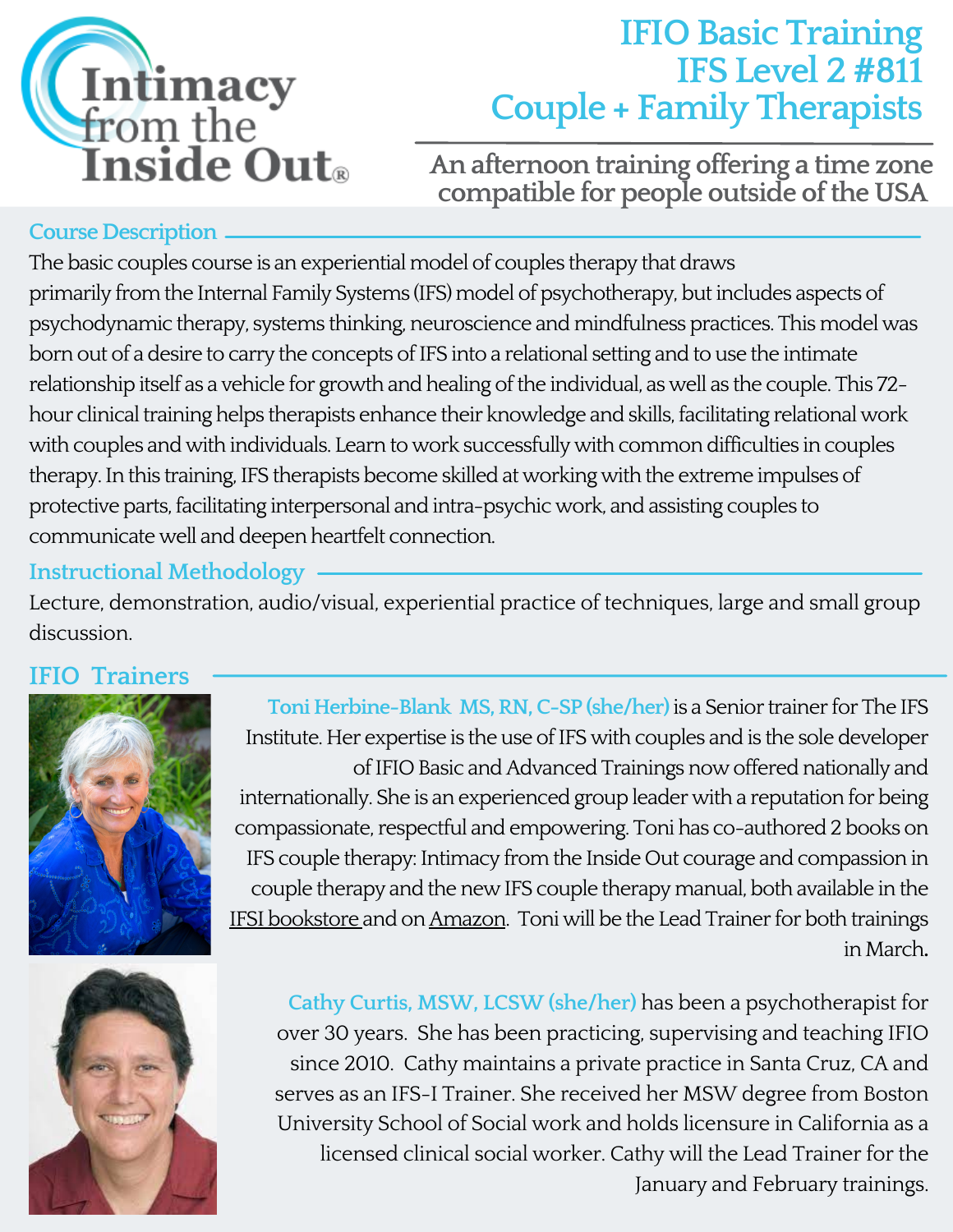Intimacy from the Inside Out®

# IFIO Basic Training
# IFS Level 2 #811
# Couple + Family Therapists

**An afternoon training offering a time zone compatible for people outside of the USA**

## Course Description

The basic couples course is an experiential model of couples therapy that draws primarily from the Internal Family Systems (IFS) model of psychotherapy, but includes aspects of psychodynamic therapy, systems thinking, neuroscience and mindfulness practices. This model was born out of a desire to carry the concepts of IFS into a relational setting and to use the intimate relationship itself as a vehicle for growth and healing of the individual, as well as the couple. This 72-hour clinical training helps therapists enhance their knowledge and skills, facilitating relational work with couples and with individuals. Learn to work successfully with common difficulties in couples therapy. In this training, IFS therapists become skilled at working with the extreme impulses of protective parts, facilitating interpersonal and intra-psychic work, and assisting couples to communicate well and deepen heartfelt connection.

## Instructional Methodology

Lecture, demonstration, audio/visual, experiential practice of techniques, large and small group discussion.

## IFIO Trainers

**Toni Herbine-Blank MS, RN, C-SP (she/her)** is a Senior trainer for The IFS Institute. Her expertise is the use of IFS with couples and is the sole developer of IFIO Basic and Advanced Trainings now offered nationally and internationally. She is an experienced group leader with a reputation for being compassionate, respectful and empowering. Toni has co-authored 2 books on IFS couple therapy: Intimacy from the Inside Out courage and compassion in couple therapy and the new IFS couple therapy manual, both available in the IFSI bookstore and on Amazon. Toni will be the Lead Trainer for both trainings in March.

**Cathy Curtis, MSW, LCSW (she/her)** has been a psychotherapist for over 30 years. She has been practicing, supervising and teaching IFIO since 2010. Cathy maintains a private practice in Santa Cruz, CA and serves as an IFS-I Trainer. She received her MSW degree from Boston University School of Social work and holds licensure in California as a licensed clinical social worker. Cathy will the Lead Trainer for the January and February trainings.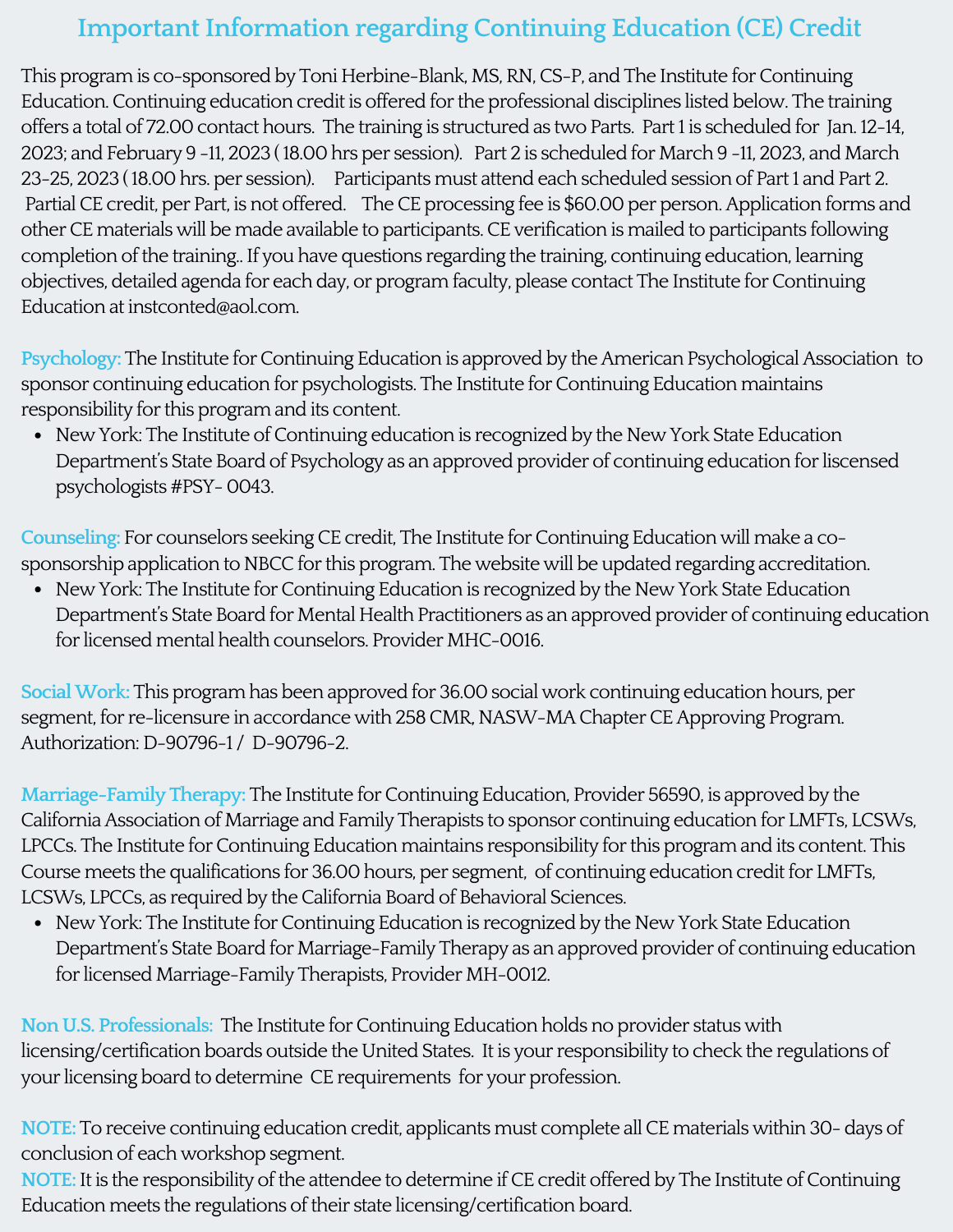# Important Information regarding Continuing Education (CE) Credit

This program is co-sponsored by Toni Herbine-Blank, MS, RN, CS-P, and The Institute for Continuing Education. Continuing education credit is offered for the professional disciplines listed below. The training offers a total of 72.00 contact hours. The training is structured as two Parts. Part 1 is scheduled for Jan. 12-14, 2023; and February 9 -11, 2023 ( 18.00 hrs per session). Part 2 is scheduled for March 9 -11, 2023, and March 23-25, 2023 ( 18.00 hrs. per session). Participants must attend each scheduled session of Part 1 and Part 2. Partial CE credit, per Part, is not offered. The CE processing fee is $60.00 per person. Application forms and other CE materials will be made available to participants. CE verification is mailed to participants following completion of the training.. If you have questions regarding the training, continuing education, learning objectives, detailed agenda for each day, or program faculty, please contact The Institute for Continuing Education at instconted@aol.com.

**Psychology:** The Institute for Continuing Education is approved by the American Psychological Association to sponsor continuing education for psychologists. The Institute for Continuing Education maintains responsibility for this program and its content.

- New York: The Institute of Continuing education is recognized by the New York State Education Department's State Board of Psychology as an approved provider of continuing education for liscensed psychologists #PSY- 0043.

**Counseling:** For counselors seeking CE credit, The Institute for Continuing Education will make a co-sponsorship application to NBCC for this program. The website will be updated regarding accreditation.

- New York: The Institute for Continuing Education is recognized by the New York State Education Department's State Board for Mental Health Practitioners as an approved provider of continuing education for licensed mental health counselors. Provider MHC-0016.

**Social Work:** This program has been approved for 36.00 social work continuing education hours, per segment, for re-licensure in accordance with 258 CMR, NASW-MA Chapter CE Approving Program. Authorization: D-90796-1 / D-90796-2.

**Marriage-Family Therapy:** The Institute for Continuing Education, Provider 56590, is approved by the California Association of Marriage and Family Therapists to sponsor continuing education for LMFTs, LCSWs, LPCCs. The Institute for Continuing Education maintains responsibility for this program and its content. This Course meets the qualifications for 36.00 hours, per segment, of continuing education credit for LMFTs, LCSWs, LPCCs, as required by the California Board of Behavioral Sciences.

- New York: The Institute for Continuing Education is recognized by the New York State Education Department's State Board for Marriage-Family Therapy as an approved provider of continuing education for licensed Marriage-Family Therapists, Provider MH-0012.

**Non U.S. Professionals:** The Institute for Continuing Education holds no provider status with licensing/certification boards outside the United States. It is your responsibility to check the regulations of your licensing board to determine CE requirements for your profession.

**NOTE:** To receive continuing education credit, applicants must complete all CE materials within 30- days of conclusion of each workshop segment.

**NOTE:** It is the responsibility of the attendee to determine if CE credit offered by The Institute of Continuing Education meets the regulations of their state licensing/certification board.